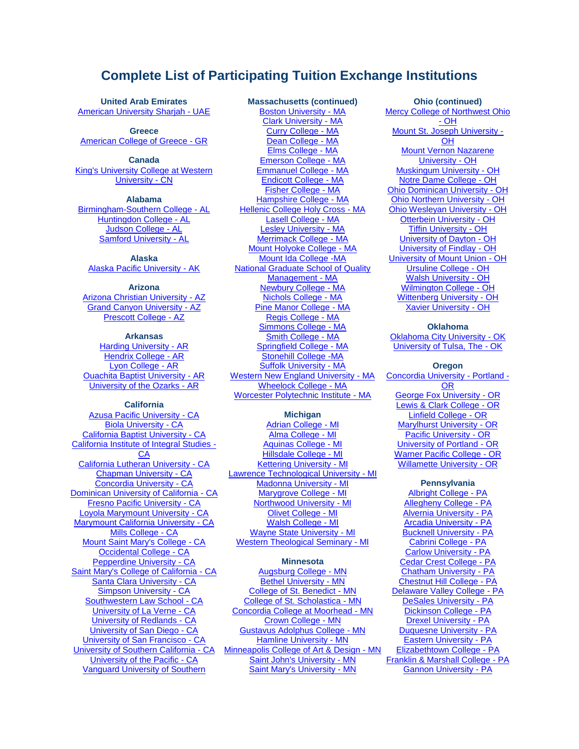# Complete List of Participating Tuition Exchange Institutions

**United Arab Emirates**

American University Sharjah - UAE

**Greece**

American College of Greece - GR

**Canada**

King's University College at Western University - CN

**Alabama**

Birmingham-Southern College - AL
Huntingdon College - AL
Judson College - AL
Samford University - AL

**Alaska**

Alaska Pacific University - AK

**Arizona**

Arizona Christian University - AZ
Grand Canyon University - AZ
Prescott College - AZ

**Arkansas**

Harding University - AR
Hendrix College - AR
Lyon College - AR
Ouachita Baptist University - AR
University of the Ozarks - AR

**California**

Azusa Pacific University - CA
Biola University - CA
California Baptist University - CA
California Institute of Integral Studies - CA
California Lutheran University - CA
Chapman University - CA
Concordia University - CA
Dominican University of California - CA
Fresno Pacific University - CA
Loyola Marymount University - CA
Marymount California University - CA
Mills College - CA
Mount Saint Mary's College - CA
Occidental College - CA
Pepperdine University - CA
Saint Mary's College of California - CA
Santa Clara University - CA
Simpson University - CA
Southwestern Law School - CA
University of La Verne - CA
University of Redlands - CA
University of San Diego - CA
University of San Francisco - CA
University of Southern California - CA
University of the Pacific - CA
Vanguard University of Southern

**Massachusetts (continued)**

Boston University - MA
Clark University - MA
Curry College - MA
Dean College - MA
Elms College - MA
Emerson College - MA
Emmanuel College - MA
Endicott College - MA
Fisher College - MA
Hampshire College - MA
Hellenic College Holy Cross - MA
Lasell College - MA
Lesley University - MA
Merrimack College - MA
Mount Holyoke College - MA
Mount Ida College -MA
National Graduate School of Quality Management - MA
Newbury College - MA
Nichols College - MA
Pine Manor College - MA
Regis College - MA
Simmons College - MA
Smith College - MA
Springfield College - MA
Stonehill College -MA
Suffolk University - MA
Western New England University - MA
Wheelock College - MA
Worcester Polytechnic Institute - MA

**Michigan**

Adrian College - MI
Alma College - MI
Aquinas College - MI
Hillsdale College - MI
Kettering University - MI
Lawrence Technological University - MI
Madonna University - MI
Marygrove College - MI
Northwood University - MI
Olivet College - MI
Walsh College - MI
Wayne State University - MI
Western Theological Seminary - MI

**Minnesota**

Augsburg College - MN
Bethel University - MN
College of St. Benedict - MN
College of St. Scholastica - MN
Concordia College at Moorhead - MN
Crown College - MN
Gustavus Adolphus College - MN
Hamline University - MN
Minneapolis College of Art & Design - MN
Saint John's University - MN
Saint Mary's University - MN

**Ohio (continued)**

Mercy College of Northwest Ohio - OH
Mount St. Joseph University - OH
Mount Vernon Nazarene University - OH
Muskingum University - OH
Notre Dame College - OH
Ohio Dominican University - OH
Ohio Northern University - OH
Ohio Wesleyan University - OH
Otterbein University - OH
Tiffin University - OH
University of Dayton - OH
University of Findlay - OH
University of Mount Union - OH
Ursuline College - OH
Walsh University - OH
Wilmington College - OH
Wittenberg University - OH
Xavier University - OH

**Oklahoma**

Oklahoma City University - OK
University of Tulsa, The - OK

**Oregon**

Concordia University - Portland - OR
George Fox University - OR
Lewis & Clark College - OR
Linfield College - OR
Marylhurst University - OR
Pacific University - OR
University of Portland - OR
Warner Pacific College - OR
Willamette University - OR

**Pennsylvania**

Albright College - PA
Allegheny College - PA
Alvernia University - PA
Arcadia University - PA
Bucknell University - PA
Cabrini College - PA
Carlow University - PA
Cedar Crest College - PA
Chatham University - PA
Chestnut Hill College - PA
Delaware Valley College - PA
DeSales University - PA
Dickinson College - PA
Drexel University - PA
Duquesne University - PA
Eastern University - PA
Elizabethtown College - PA
Franklin & Marshall College - PA
Gannon University - PA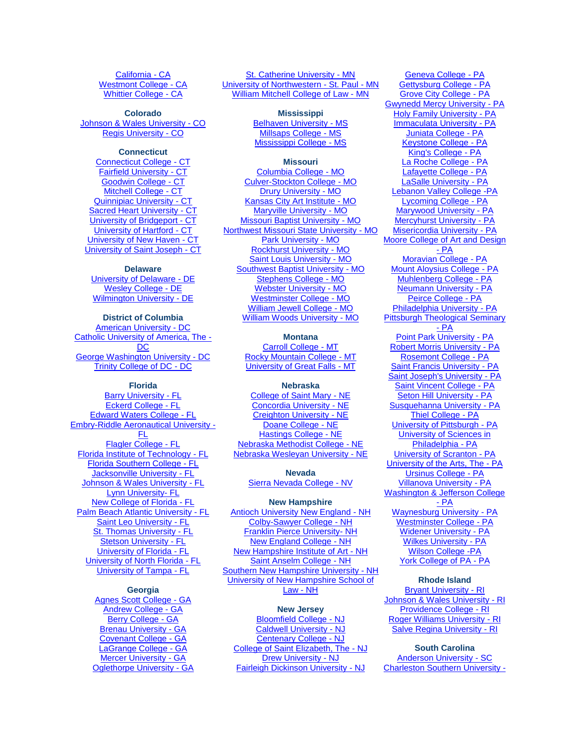California - CA
Westmont College - CA
Whittier College - CA

**Colorado**

Johnson & Wales University - CO
Regis University - CO

**Connecticut**

Connecticut College - CT
Fairfield University - CT
Goodwin College - CT
Mitchell College - CT
Quinnipiac University - CT
Sacred Heart University - CT
University of Bridgeport - CT
University of Hartford - CT
University of New Haven - CT
University of Saint Joseph - CT

**Delaware**

University of Delaware - DE
Wesley College - DE
Wilmington University - DE

**District of Columbia**

American University - DC
Catholic University of America, The - DC
George Washington University - DC
Trinity College of DC - DC

**Florida**

Barry University - FL
Eckerd College - FL
Edward Waters College - FL
Embry-Riddle Aeronautical University - FL
Flagler College - FL
Florida Institute of Technology - FL
Florida Southern College - FL
Jacksonville University - FL
Johnson & Wales University - FL
Lynn University- FL
New College of Florida - FL
Palm Beach Atlantic University - FL
Saint Leo University - FL
St. Thomas University - FL
Stetson University - FL
University of Florida - FL
University of North Florida - FL
University of Tampa - FL

**Georgia**

Agnes Scott College - GA
Andrew College - GA
Berry College - GA
Brenau University - GA
Covenant College - GA
LaGrange College - GA
Mercer University - GA
Oglethorpe University - GA

St. Catherine University - MN
University of Northwestern - St. Paul - MN
William Mitchell College of Law - MN

**Mississippi**

Belhaven University - MS
Millsaps College - MS
Mississippi College - MS

**Missouri**

Columbia College - MO
Culver-Stockton College - MO
Drury University - MO
Kansas City Art Institute - MO
Maryville University - MO
Missouri Baptist University - MO
Northwest Missouri State University - MO
Park University - MO
Rockhurst University - MO
Saint Louis University - MO
Southwest Baptist University - MO
Stephens College - MO
Webster University - MO
Westminster College - MO
William Jewell College - MO
William Woods University - MO

**Montana**

Carroll College - MT
Rocky Mountain College - MT
University of Great Falls - MT

**Nebraska**

College of Saint Mary - NE
Concordia University - NE
Creighton University - NE
Doane College - NE
Hastings College - NE
Nebraska Methodist College - NE
Nebraska Wesleyan University - NE

**Nevada**

Sierra Nevada College - NV

**New Hampshire**

Antioch University New England - NH
Colby-Sawyer College - NH
Franklin Pierce University- NH
New England College - NH
New Hampshire Institute of Art - NH
Saint Anselm College - NH
Southern New Hampshire University - NH
University of New Hampshire School of Law - NH

**New Jersey**

Bloomfield College - NJ
Caldwell University - NJ
Centenary College - NJ
College of Saint Elizabeth, The - NJ
Drew University - NJ
Fairleigh Dickinson University - NJ

Geneva College - PA
Gettysburg College - PA
Grove City College - PA
Gwynedd Mercy University - PA
Holy Family University - PA
Immaculata University - PA
Juniata College - PA
Keystone College - PA
King's College - PA
La Roche College - PA
Lafayette College - PA
LaSalle University - PA
Lebanon Valley College -PA
Lycoming College - PA
Marywood University - PA
Mercyhurst University - PA
Misericordia University - PA
Moore College of Art and Design - PA
Moravian College - PA
Mount Aloysius College - PA
Muhlenberg College - PA
Neumann University - PA
Peirce College - PA
Philadelphia University - PA
Pittsburgh Theological Seminary - PA
Point Park University - PA
Robert Morris University - PA
Rosemont College - PA
Saint Francis University - PA
Saint Joseph's University - PA
Saint Vincent College - PA
Seton Hill University - PA
Susquehanna University - PA
Thiel College - PA
University of Pittsburgh - PA
University of Sciences in Philadelphia - PA
University of Scranton - PA
University of the Arts, The - PA
Ursinus College - PA
Villanova University - PA
Washington & Jefferson College - PA
Waynesburg University - PA
Westminster College - PA
Widener University - PA
Wilkes University - PA
Wilson College -PA
York College of PA - PA

**Rhode Island**

Bryant University - RI
Johnson & Wales University - RI
Providence College - RI
Roger Williams University - RI
Salve Regina University - RI

**South Carolina**

Anderson University - SC
Charleston Southern University -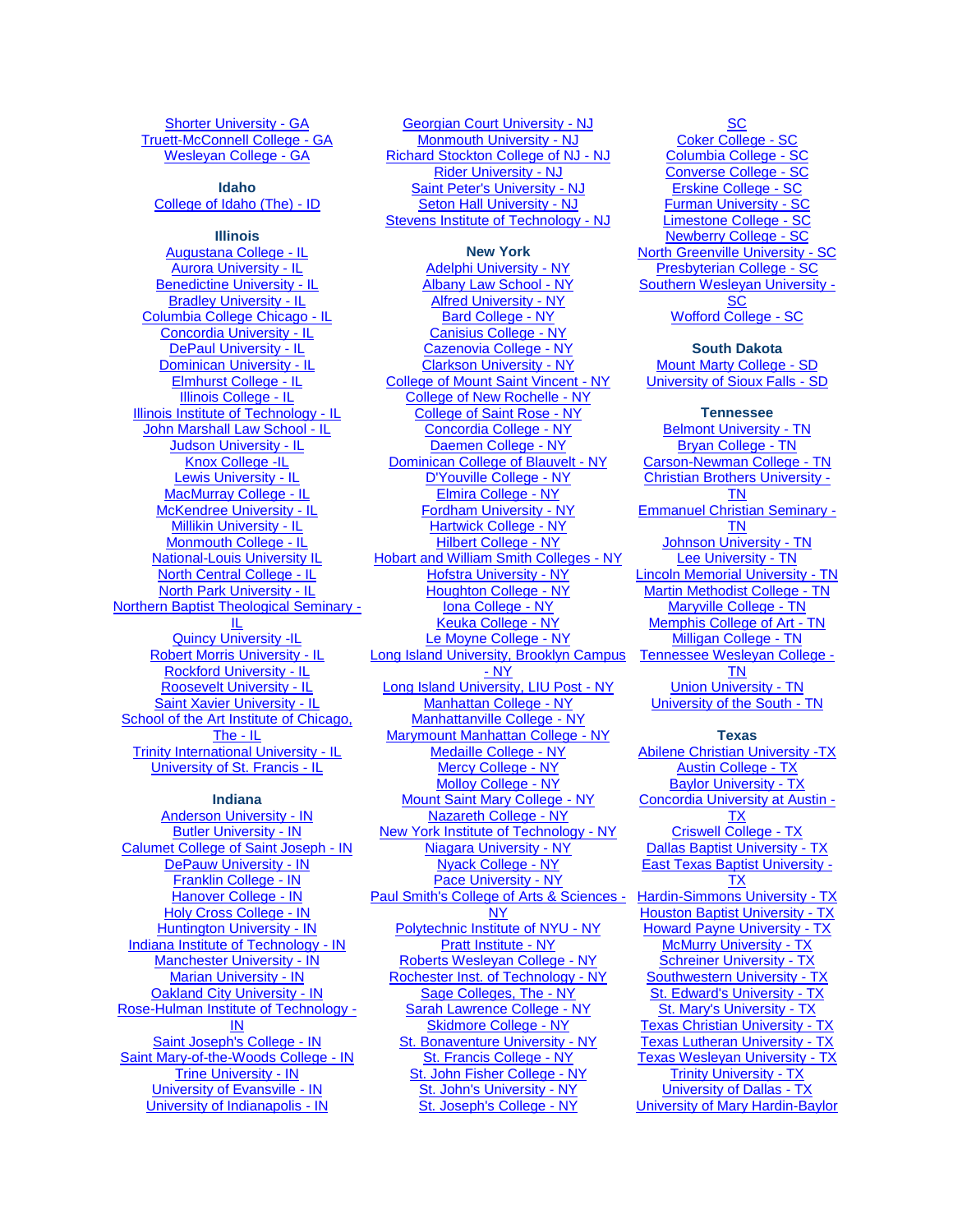Shorter University - GA
Truett-McConnell College - GA
Wesleyan College - GA

**Idaho**

College of Idaho (The) - ID

**Illinois**

Augustana College - IL
Aurora University - IL
Benedictine University - IL
Bradley University - IL
Columbia College Chicago - IL
Concordia University - IL
DePaul University - IL
Dominican University - IL
Elmhurst College - IL
Illinois College - IL
Illinois Institute of Technology - IL
John Marshall Law School - IL
Judson University - IL
Knox College -IL
Lewis University - IL
MacMurray College - IL
McKendree University - IL
Millikin University - IL
Monmouth College - IL
National-Louis University IL
North Central College - IL
North Park University - IL
Northern Baptist Theological Seminary - IL
Quincy University -IL
Robert Morris University - IL
Rockford University - IL
Roosevelt University - IL
Saint Xavier University - IL
School of the Art Institute of Chicago, The - IL
Trinity International University - IL
University of St. Francis - IL

**Indiana**

Anderson University - IN
Butler University - IN
Calumet College of Saint Joseph - IN
DePauw University - IN
Franklin College - IN
Hanover College - IN
Holy Cross College - IN
Huntington University - IN
Indiana Institute of Technology - IN
Manchester University - IN
Marian University - IN
Oakland City University - IN
Rose-Hulman Institute of Technology - IN
Saint Joseph's College - IN
Saint Mary-of-the-Woods College - IN
Trine University - IN
University of Evansville - IN
University of Indianapolis - IN

Georgian Court University - NJ
Monmouth University - NJ
Richard Stockton College of NJ - NJ
Rider University - NJ
Saint Peter's University - NJ
Seton Hall University - NJ
Stevens Institute of Technology - NJ

**New York**

Adelphi University - NY
Albany Law School - NY
Alfred University - NY
Bard College - NY
Canisius College - NY
Cazenovia College - NY
Clarkson University - NY
College of Mount Saint Vincent - NY
College of New Rochelle - NY
College of Saint Rose - NY
Concordia College - NY
Daemen College - NY
Dominican College of Blauvelt - NY
D'Youville College - NY
Elmira College - NY
Fordham University - NY
Hartwick College - NY
Hilbert College - NY
Hobart and William Smith Colleges - NY
Hofstra University - NY
Houghton College - NY
Iona College - NY
Keuka College - NY
Le Moyne College - NY
Long Island University, Brooklyn Campus - NY
Long Island University, LIU Post - NY
Manhattan College - NY
Manhattanville College - NY
Marymount Manhattan College - NY
Medaille College - NY
Mercy College - NY
Molloy College - NY
Mount Saint Mary College - NY
Nazareth College - NY
New York Institute of Technology - NY
Niagara University - NY
Nyack College - NY
Pace University - NY
Paul Smith's College of Arts & Sciences - NY
Polytechnic Institute of NYU - NY
Pratt Institute - NY
Roberts Wesleyan College - NY
Rochester Inst. of Technology - NY
Sage Colleges, The - NY
Sarah Lawrence College - NY
Skidmore College - NY
St. Bonaventure University - NY
St. Francis College - NY
St. John Fisher College - NY
St. John's University - NY
St. Joseph's College - NY

SC
Coker College - SC
Columbia College - SC
Converse College - SC
Erskine College - SC
Furman University - SC
Limestone College - SC
Newberry College - SC
North Greenville University - SC
Presbyterian College - SC
Southern Wesleyan University - SC
Wofford College - SC

**South Dakota**

Mount Marty College - SD
University of Sioux Falls - SD

**Tennessee**

Belmont University - TN
Bryan College - TN
Carson-Newman College - TN
Christian Brothers University - TN
Emmanuel Christian Seminary - TN
Johnson University - TN
Lee University - TN
Lincoln Memorial University - TN
Martin Methodist College - TN
Maryville College - TN
Memphis College of Art - TN
Milligan College - TN
Tennessee Wesleyan College - TN
Union University - TN
University of the South - TN

**Texas**

Abilene Christian University -TX
Austin College - TX
Baylor University - TX
Concordia University at Austin - TX
Criswell College - TX
Dallas Baptist University - TX
East Texas Baptist University - TX
Hardin-Simmons University - TX
Houston Baptist University - TX
Howard Payne University - TX
McMurry University - TX
Schreiner University - TX
Southwestern University - TX
St. Edward's University - TX
St. Mary's University - TX
Texas Christian University - TX
Texas Lutheran University - TX
Texas Wesleyan University - TX
Trinity University - TX
University of Dallas - TX
University of Mary Hardin-Baylor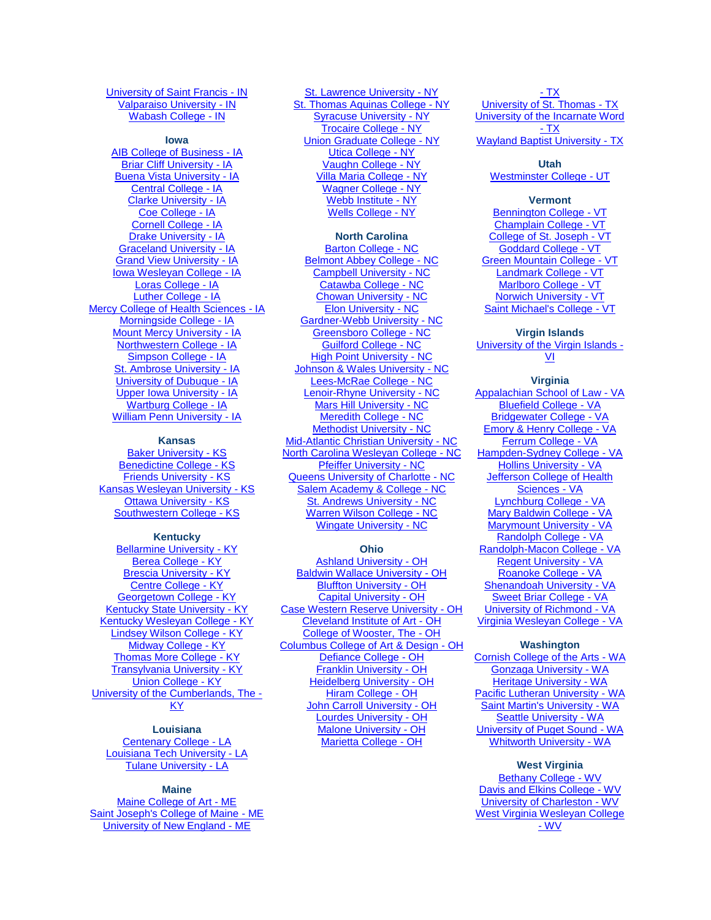University of Saint Francis - IN
Valparaiso University - IN
Wabash College - IN

**Iowa**

AIB College of Business - IA
Briar Cliff University - IA
Buena Vista University - IA
Central College - IA
Clarke University - IA
Coe College - IA
Cornell College - IA
Drake University - IA
Graceland University - IA
Grand View University - IA
Iowa Wesleyan College - IA
Loras College - IA
Luther College - IA
Mercy College of Health Sciences - IA
Morningside College - IA
Mount Mercy University - IA
Northwestern College - IA
Simpson College - IA
St. Ambrose University - IA
University of Dubuque - IA
Upper Iowa University - IA
Wartburg College - IA
William Penn University - IA

**Kansas**

Baker University - KS
Benedictine College - KS
Friends University - KS
Kansas Wesleyan University - KS
Ottawa University - KS
Southwestern College - KS

**Kentucky**

Bellarmine University - KY
Berea College - KY
Brescia University - KY
Centre College - KY
Georgetown College - KY
Kentucky State University - KY
Kentucky Wesleyan College - KY
Lindsey Wilson College - KY
Midway College - KY
Thomas More College - KY
Transylvania University - KY
Union College - KY
University of the Cumberlands, The - KY

**Louisiana**

Centenary College - LA
Louisiana Tech University - LA
Tulane University - LA

**Maine**

Maine College of Art - ME
Saint Joseph's College of Maine - ME
University of New England - ME

St. Lawrence University - NY
St. Thomas Aquinas College - NY
Syracuse University - NY
Trocaire College - NY
Union Graduate College - NY
Utica College - NY
Vaughn College - NY
Villa Maria College - NY
Wagner College - NY
Webb Institute - NY
Wells College - NY

**North Carolina**

Barton College - NC
Belmont Abbey College - NC
Campbell University - NC
Catawba College - NC
Chowan University - NC
Elon University - NC
Gardner-Webb University - NC
Greensboro College - NC
Guilford College - NC
High Point University - NC
Johnson & Wales University - NC
Lees-McRae College - NC
Lenoir-Rhyne University - NC
Mars Hill University - NC
Meredith College - NC
Methodist University - NC
Mid-Atlantic Christian University - NC
North Carolina Wesleyan College - NC
Pfeiffer University - NC
Queens University of Charlotte - NC
Salem Academy & College - NC
St. Andrews University - NC
Warren Wilson College - NC
Wingate University - NC

**Ohio**

Ashland University - OH
Baldwin Wallace University - OH
Bluffton University - OH
Capital University - OH
Case Western Reserve University - OH
Cleveland Institute of Art - OH
College of Wooster, The - OH
Columbus College of Art & Design - OH
Defiance College - OH
Franklin University - OH
Heidelberg University - OH
Hiram College - OH
John Carroll University - OH
Lourdes University - OH
Malone University - OH
Marietta College - OH

- TX
University of St. Thomas - TX
University of the Incarnate Word - TX
Wayland Baptist University - TX

**Utah**

Westminster College - UT

**Vermont**

Bennington College - VT
Champlain College - VT
College of St. Joseph - VT
Goddard College - VT
Green Mountain College - VT
Landmark College - VT
Marlboro College - VT
Norwich University - VT
Saint Michael's College - VT

**Virgin Islands**

University of the Virgin Islands - VI

**Virginia**

Appalachian School of Law - VA
Bluefield College - VA
Bridgewater College - VA
Emory & Henry College - VA
Ferrum College - VA
Hampden-Sydney College - VA
Hollins University - VA
Jefferson College of Health Sciences - VA
Lynchburg College - VA
Mary Baldwin College - VA
Marymount University - VA
Randolph College - VA
Randolph-Macon College - VA
Regent University - VA
Roanoke College - VA
Shenandoah University - VA
Sweet Briar College - VA
University of Richmond - VA
Virginia Wesleyan College - VA

**Washington**

Cornish College of the Arts - WA
Gonzaga University - WA
Heritage University - WA
Pacific Lutheran University - WA
Saint Martin's University - WA
Seattle University - WA
University of Puget Sound - WA
Whitworth University - WA

**West Virginia**

Bethany College - WV
Davis and Elkins College - WV
University of Charleston - WV
West Virginia Wesleyan College - WV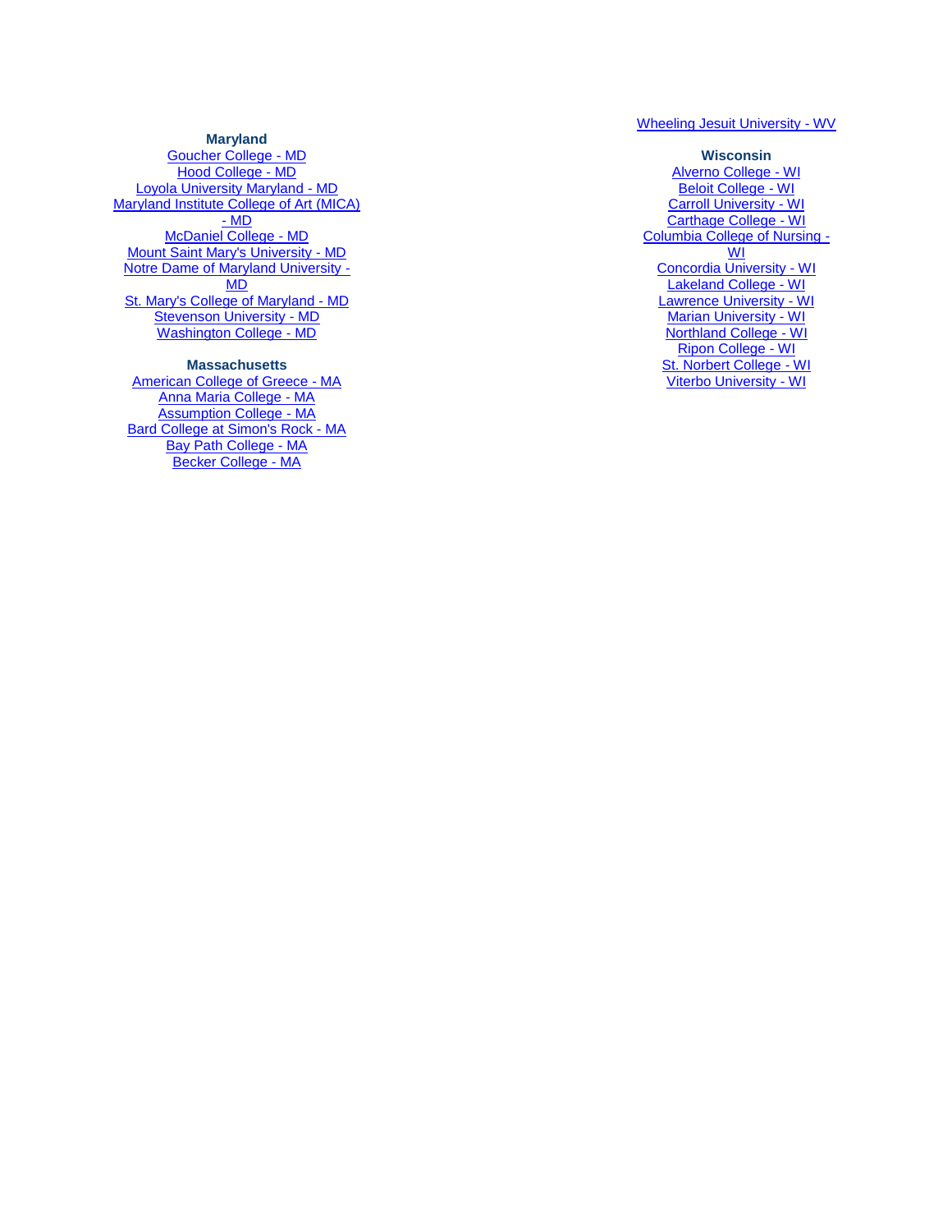### Maryland

Goucher College - MD
Hood College - MD
Loyola University Maryland - MD
Maryland Institute College of Art (MICA) - MD
McDaniel College - MD
Mount Saint Mary's University - MD
Notre Dame of Maryland University - MD
St. Mary's College of Maryland - MD
Stevenson University - MD
Washington College - MD

### Massachusetts

American College of Greece - MA
Anna Maria College - MA
Assumption College - MA
Bard College at Simon's Rock - MA
Bay Path College - MA
Becker College - MA

Wheeling Jesuit University - WV

### Wisconsin

Alverno College - WI
Beloit College - WI
Carroll University - WI
Carthage College - WI
Columbia College of Nursing - WI
Concordia University - WI
Lakeland College - WI
Lawrence University - WI
Marian University - WI
Northland College - WI
Ripon College - WI
St. Norbert College - WI
Viterbo University - WI